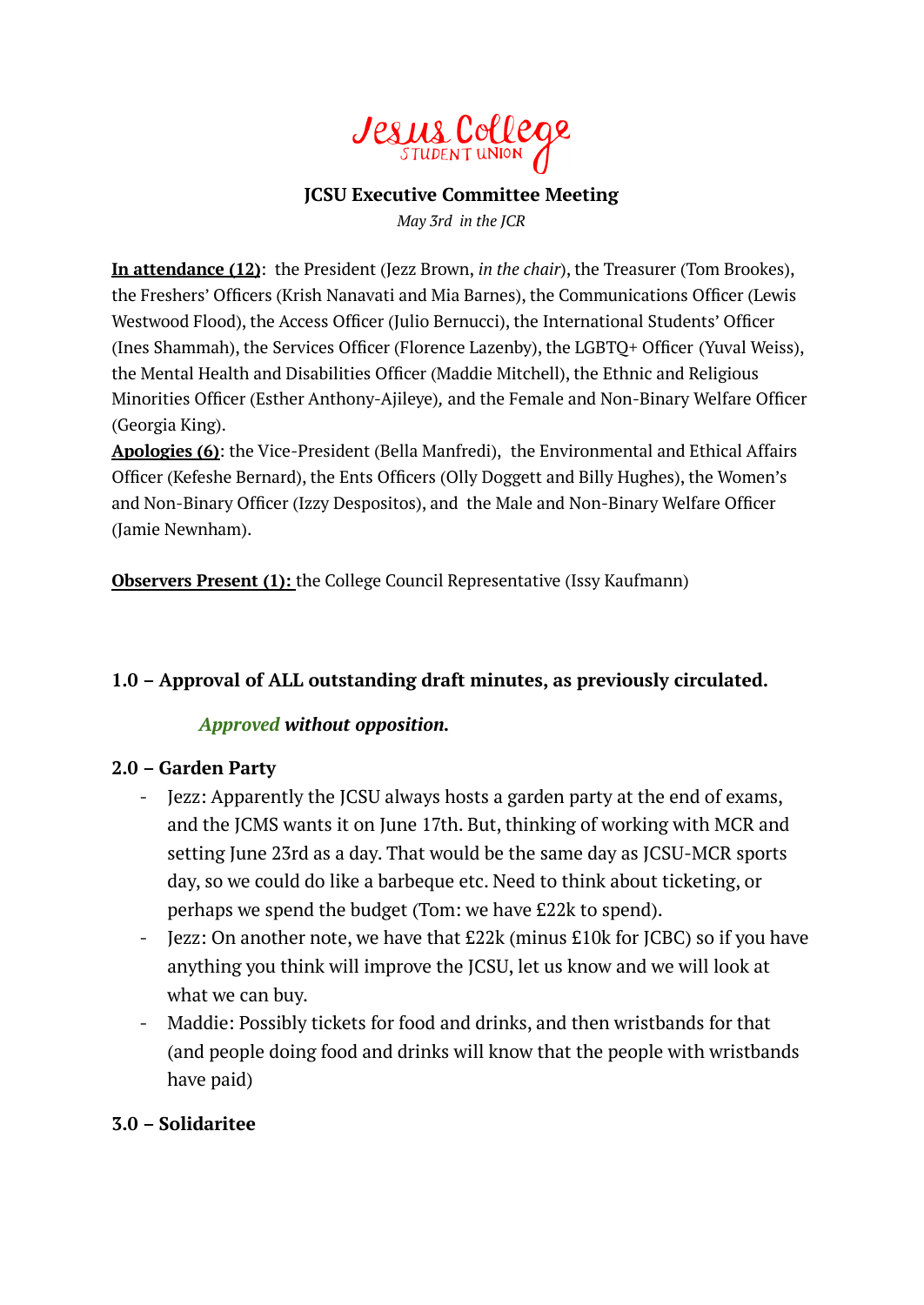Jesus College
STUDENT UNION

**JCSU Executive Committee Meeting**

*May 3rd in the JCR*

**In attendance (12)**: the President (Jezz Brown, *in the chair*), the Treasurer (Tom Brookes), the Freshers' Officers (Krish Nanavati and Mia Barnes), the Communications Officer (Lewis Westwood Flood), the Access Officer (Julio Bernucci), the International Students' Officer (Ines Shammah), the Services Officer (Florence Lazenby), the LGBTQ+ Officer (Yuval Weiss), the Mental Health and Disabilities Officer (Maddie Mitchell), the Ethnic and Religious Minorities Officer (Esther Anthony-Ajileye), and the Female and Non-Binary Welfare Officer (Georgia King).

**Apologies (6)**: the Vice-President (Bella Manfredi), the Environmental and Ethical Affairs Officer (Kefeshe Bernard), the Ents Officers (Olly Doggett and Billy Hughes), the Women's and Non-Binary Officer (Izzy Despositos), and the Male and Non-Binary Welfare Officer (Jamie Newnham).

**Observers Present (1):** the College Council Representative (Issy Kaufmann)

## 1.0 – Approval of ALL outstanding draft minutes, as previously circulated.

***Approved without opposition.***

## 2.0 – Garden Party

- Jezz: Apparently the JCSU always hosts a garden party at the end of exams, and the JCMS wants it on June 17th. But, thinking of working with MCR and setting June 23rd as a day. That would be the same day as JCSU-MCR sports day, so we could do like a barbeque etc. Need to think about ticketing, or perhaps we spend the budget (Tom: we have £22k to spend).
- Jezz: On another note, we have that £22k (minus £10k for JCBC) so if you have anything you think will improve the JCSU, let us know and we will look at what we can buy.
- Maddie: Possibly tickets for food and drinks, and then wristbands for that (and people doing food and drinks will know that the people with wristbands have paid)

## 3.0 – Solidaritee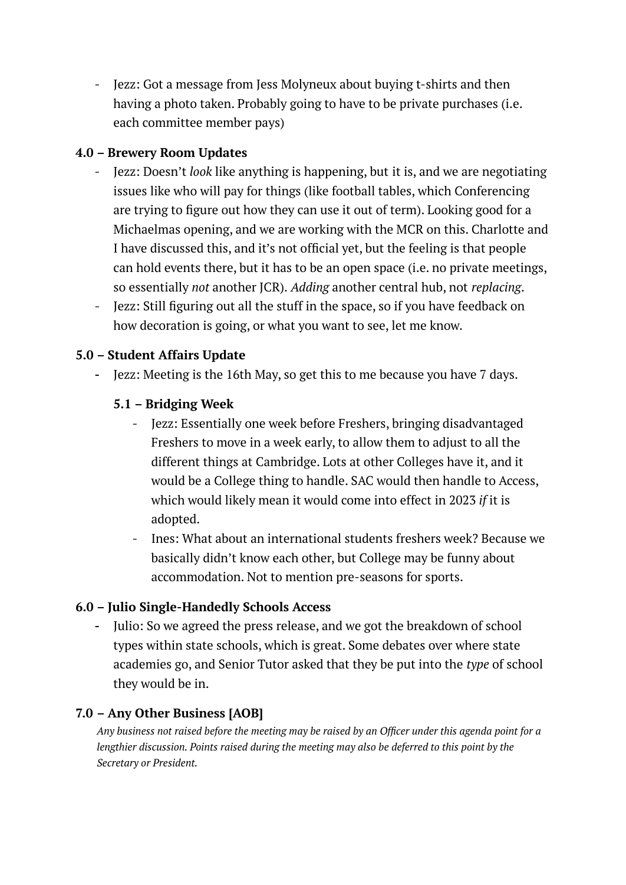- Jezz: Got a message from Jess Molyneux about buying t-shirts and then having a photo taken. Probably going to have to be private purchases (i.e. each committee member pays)

### 4.0 – Brewery Room Updates

- Jezz: Doesn't *look* like anything is happening, but it is, and we are negotiating issues like who will pay for things (like football tables, which Conferencing are trying to figure out how they can use it out of term). Looking good for a Michaelmas opening, and we are working with the MCR on this. Charlotte and I have discussed this, and it's not official yet, but the feeling is that people can hold events there, but it has to be an open space (i.e. no private meetings, so essentially *not* another JCR). *Adding* another central hub, not *replacing*.
- Jezz: Still figuring out all the stuff in the space, so if you have feedback on how decoration is going, or what you want to see, let me know.

### 5.0 – Student Affairs Update

- Jezz: Meeting is the 16th May, so get this to me because you have 7 days.

#### 5.1 – Bridging Week

- Jezz: Essentially one week before Freshers, bringing disadvantaged Freshers to move in a week early, to allow them to adjust to all the different things at Cambridge. Lots at other Colleges have it, and it would be a College thing to handle. SAC would then handle to Access, which would likely mean it would come into effect in 2023 *if* it is adopted.
- Ines: What about an international students freshers week? Because we basically didn't know each other, but College may be funny about accommodation. Not to mention pre-seasons for sports.

### 6.0 – Julio Single-Handedly Schools Access

- Julio: So we agreed the press release, and we got the breakdown of school types within state schools, which is great. Some debates over where state academies go, and Senior Tutor asked that they be put into the *type* of school they would be in.

### 7.0 – Any Other Business [AOB]

*Any business not raised before the meeting may be raised by an Officer under this agenda point for a lengthier discussion. Points raised during the meeting may also be deferred to this point by the Secretary or President.*